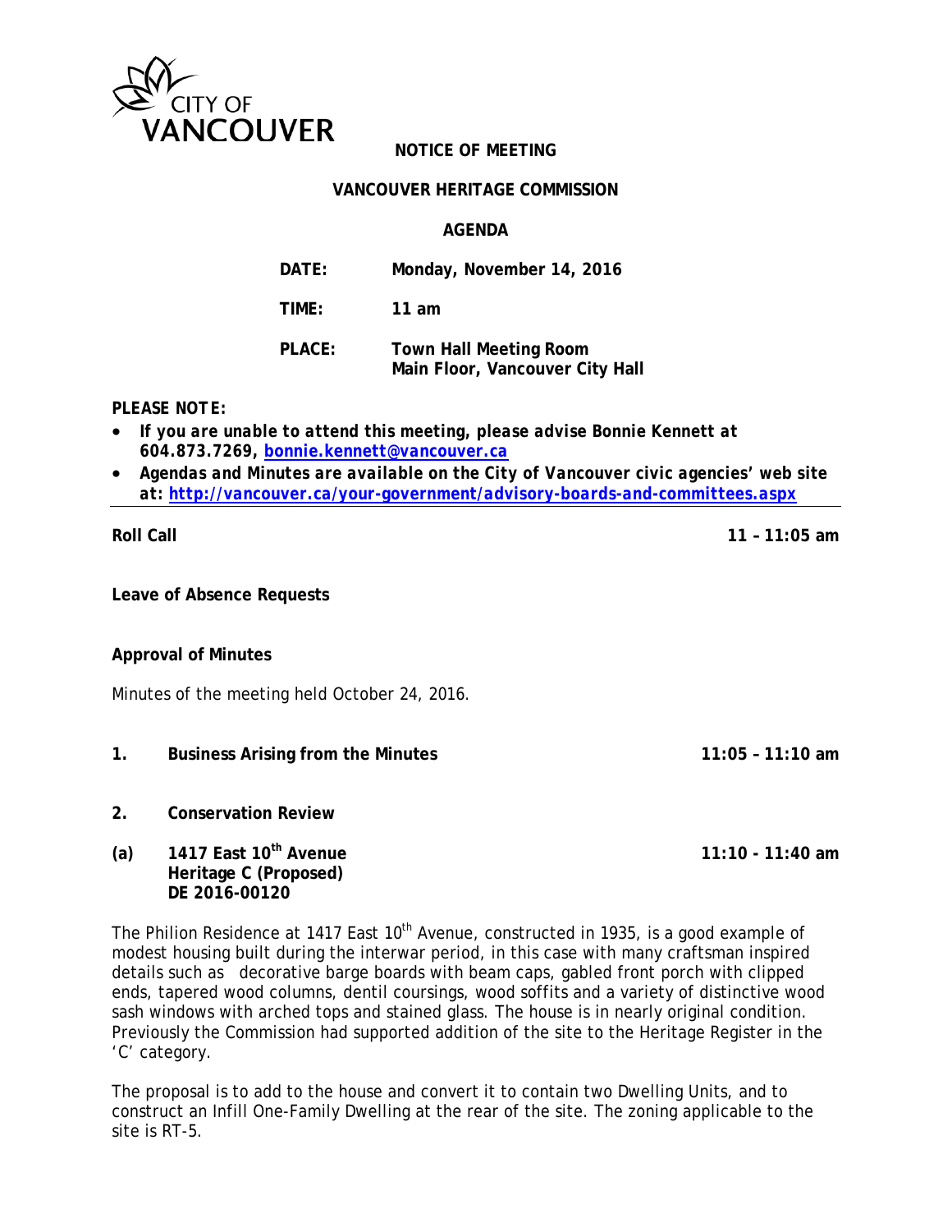CITY OF VANCOUVER

**NOTICE OF MEETING**

**VANCOUVER HERITAGE COMMISSION**

**AGENDA**

| | |
|---|---|
| **DATE:** | **Monday, November 14, 2016** |
| **TIME:** | **11 am** |
| **PLACE:** | **Town Hall Meeting Room**<br>**Main Floor, Vancouver City Hall** |

***PLEASE NOTE:***

- ***If you are unable to attend this meeting, please advise Bonnie Kennett at 604.873.7269, bonnie.kennett@vancouver.ca***
- ***Agendas and Minutes are available on the City of Vancouver civic agencies' web site at: http://vancouver.ca/your-government/advisory-boards-and-committees.aspx***

---

**Roll Call** **11 – 11:05 am**

**Leave of Absence Requests**

**Approval of Minutes**

Minutes of the meeting held October 24, 2016.

**1. Business Arising from the Minutes** **11:05 – 11:10 am**

**2. Conservation Review**

**(a) 1417 East 10th Avenue** **11:10 - 11:40 am**
**Heritage C (Proposed)**
**DE 2016-00120**

The Philion Residence at 1417 East 10th Avenue, constructed in 1935, is a good example of modest housing built during the interwar period, in this case with many craftsman inspired details such as decorative barge boards with beam caps, gabled front porch with clipped ends, tapered wood columns, dentil coursings, wood soffits and a variety of distinctive wood sash windows with arched tops and stained glass. The house is in nearly original condition. Previously the Commission had supported addition of the site to the Heritage Register in the 'C' category.

The proposal is to add to the house and convert it to contain two Dwelling Units, and to construct an Infill One-Family Dwelling at the rear of the site. The zoning applicable to the site is RT-5.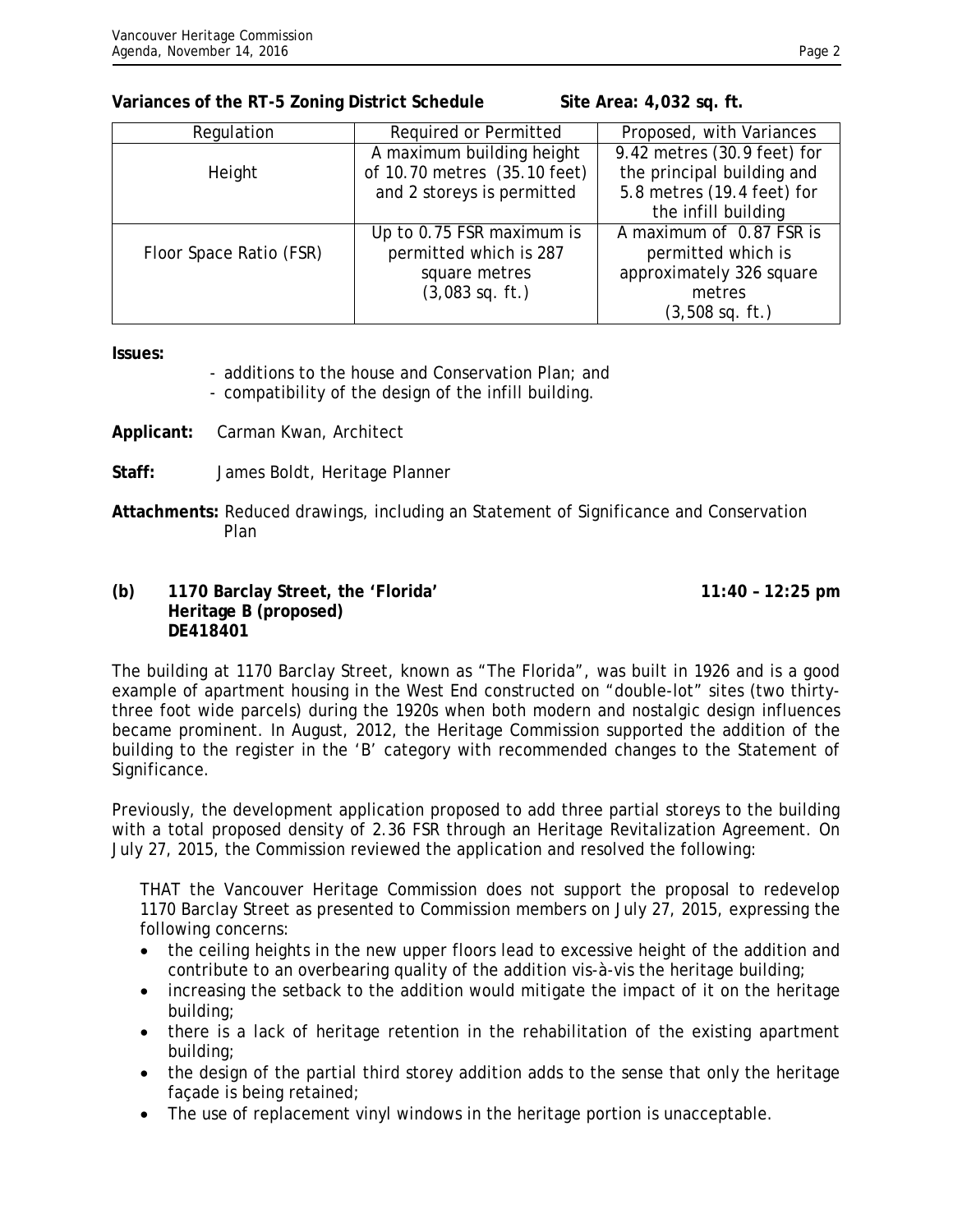**Variances of the RT-5 Zoning District Schedule Site Area: 4,032 sq. ft.**

| Regulation | Required or Permitted | Proposed, with Variances |
| --- | --- | --- |
| Height | A maximum building height of 10.70 metres (35.10 feet) and 2 storeys is permitted | 9.42 metres (30.9 feet) for the principal building and 5.8 metres (19.4 feet) for the infill building |
| Floor Space Ratio (FSR) | Up to 0.75 FSR maximum is permitted which is 287 square metres (3,083 sq. ft.) | A maximum of 0.87 FSR is permitted which is approximately 326 square metres (3,508 sq. ft.) |

**Issues:**

- additions to the house and Conservation Plan; and
- compatibility of the design of the infill building.

**Applicant:** Carman Kwan, Architect

**Staff:** James Boldt, Heritage Planner

**Attachments:** Reduced drawings, including an Statement of Significance and Conservation Plan

**(b) 1170 Barclay Street, the 'Florida' 11:40 – 12:25 pm**
**Heritage B (proposed)**
**DE418401**

The building at 1170 Barclay Street, known as "The Florida", was built in 1926 and is a good example of apartment housing in the West End constructed on "double-lot" sites (two thirty-three foot wide parcels) during the 1920s when both modern and nostalgic design influences became prominent. In August, 2012, the Heritage Commission supported the addition of the building to the register in the 'B' category with recommended changes to the Statement of Significance.

Previously, the development application proposed to add three partial storeys to the building with a total proposed density of 2.36 FSR through an Heritage Revitalization Agreement. On July 27, 2015, the Commission reviewed the application and resolved the following:

THAT the Vancouver Heritage Commission does not support the proposal to redevelop 1170 Barclay Street as presented to Commission members on July 27, 2015, expressing the following concerns:

- the ceiling heights in the new upper floors lead to excessive height of the addition and contribute to an overbearing quality of the addition vis-à-vis the heritage building;
- increasing the setback to the addition would mitigate the impact of it on the heritage building;
- there is a lack of heritage retention in the rehabilitation of the existing apartment building;
- the design of the partial third storey addition adds to the sense that only the heritage façade is being retained;
- The use of replacement vinyl windows in the heritage portion is unacceptable.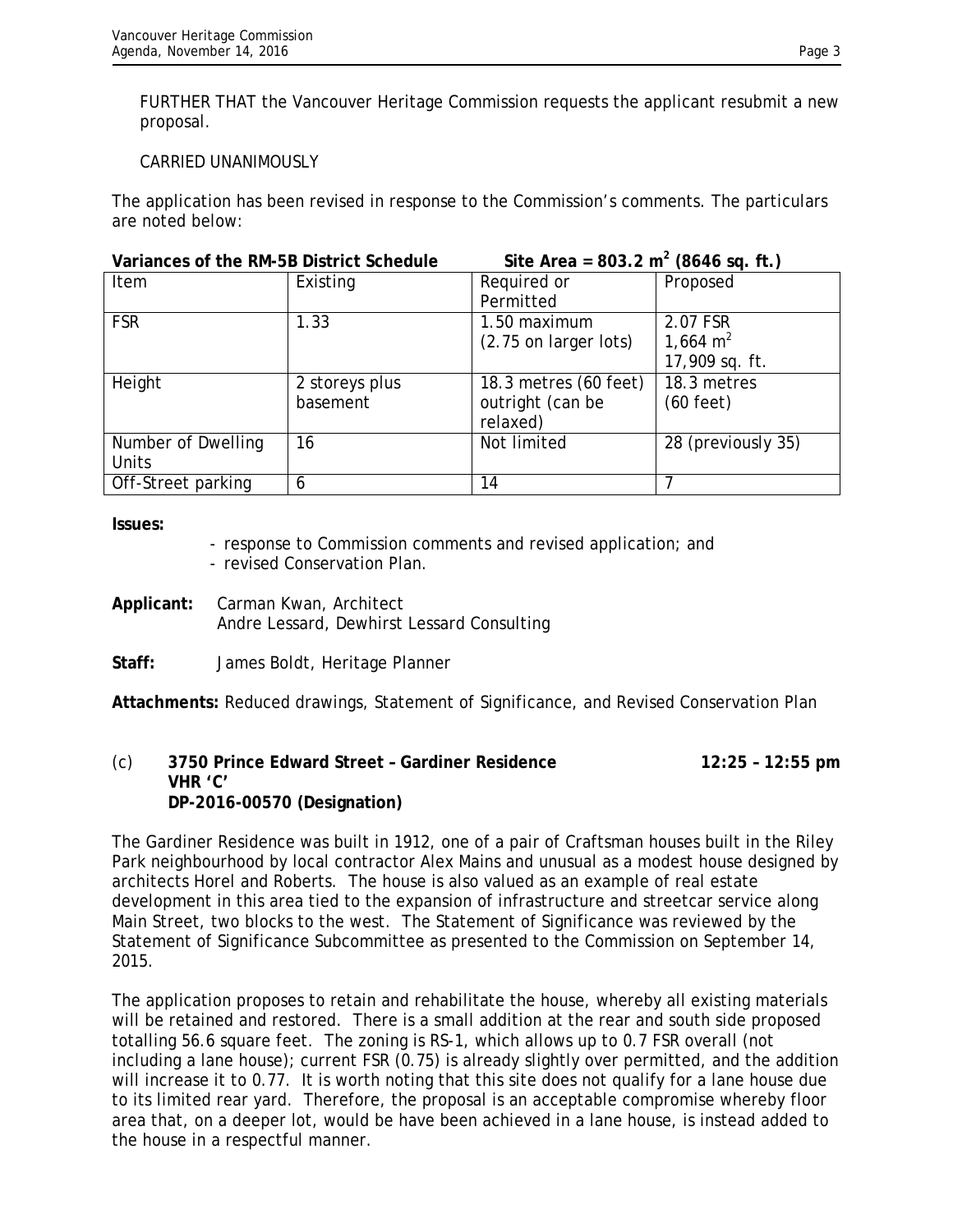FURTHER THAT the Vancouver Heritage Commission requests the applicant resubmit a new proposal.

CARRIED UNANIMOUSLY

The application has been revised in response to the Commission's comments. The particulars are noted below:

**Variances of the RM-5B District Schedule** **Site Area = 803.2 m$^2$ (8646 sq. ft.)**

| Item | Existing | Required or Permitted | Proposed |
|---|---|---|---|
| FSR | 1.33 | 1.50 maximum (2.75 on larger lots) | 2.07 FSR 1,664 m$^2$ 17,909 sq. ft. |
| Height | 2 storeys plus basement | 18.3 metres (60 feet) outright (can be relaxed) | 18.3 metres (60 feet) |
| Number of Dwelling Units | 16 | Not limited | 28 (previously 35) |
| Off-Street parking | 6 | 14 | 7 |

**Issues:**

- response to Commission comments and revised application; and
- revised Conservation Plan.

**Applicant:** Carman Kwan, Architect
Andre Lessard, Dewhirst Lessard Consulting

**Staff:** James Boldt, Heritage Planner

**Attachments:** Reduced drawings, Statement of Significance, and Revised Conservation Plan

(c) **3750 Prince Edward Street – Gardiner Residence** **12:25 – 12:55 pm**
**VHR 'C'**
**DP-2016-00570 (Designation)**

The Gardiner Residence was built in 1912, one of a pair of Craftsman houses built in the Riley Park neighbourhood by local contractor Alex Mains and unusual as a modest house designed by architects Horel and Roberts. The house is also valued as an example of real estate development in this area tied to the expansion of infrastructure and streetcar service along Main Street, two blocks to the west. The Statement of Significance was reviewed by the Statement of Significance Subcommittee as presented to the Commission on September 14, 2015.

The application proposes to retain and rehabilitate the house, whereby all existing materials will be retained and restored. There is a small addition at the rear and south side proposed totalling 56.6 square feet. The zoning is RS-1, which allows up to 0.7 FSR overall (not including a lane house); current FSR (0.75) is already slightly over permitted, and the addition will increase it to 0.77. It is worth noting that this site does not qualify for a lane house due to its limited rear yard. Therefore, the proposal is an acceptable compromise whereby floor area that, on a deeper lot, would be have been achieved in a lane house, is instead added to the house in a respectful manner.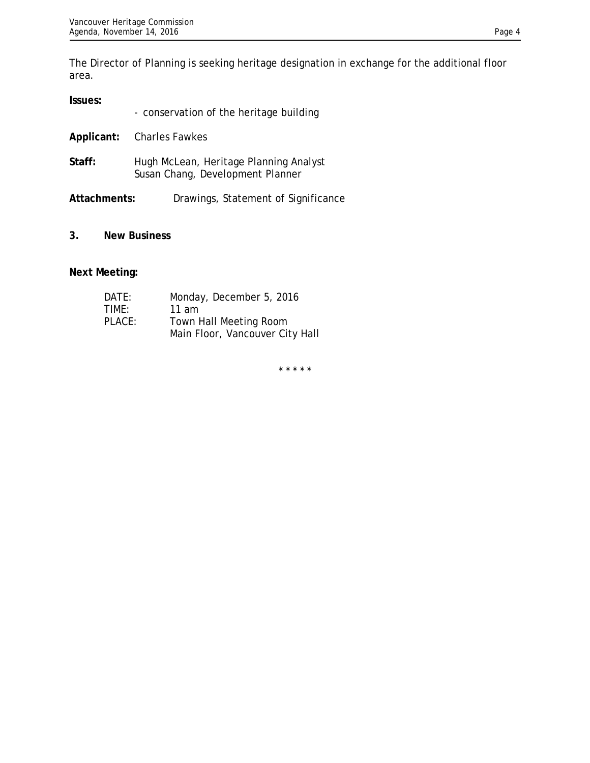The Director of Planning is seeking heritage designation in exchange for the additional floor area.

**Issues:**
- conservation of the heritage building

**Applicant:** Charles Fawkes

**Staff:** Hugh McLean, Heritage Planning Analyst
Susan Chang, Development Planner

**Attachments:** Drawings, Statement of Significance

**3. New Business**

**Next Meeting:**

DATE: Monday, December 5, 2016
TIME: 11 am
PLACE: Town Hall Meeting Room
Main Floor, Vancouver City Hall

* * * * *